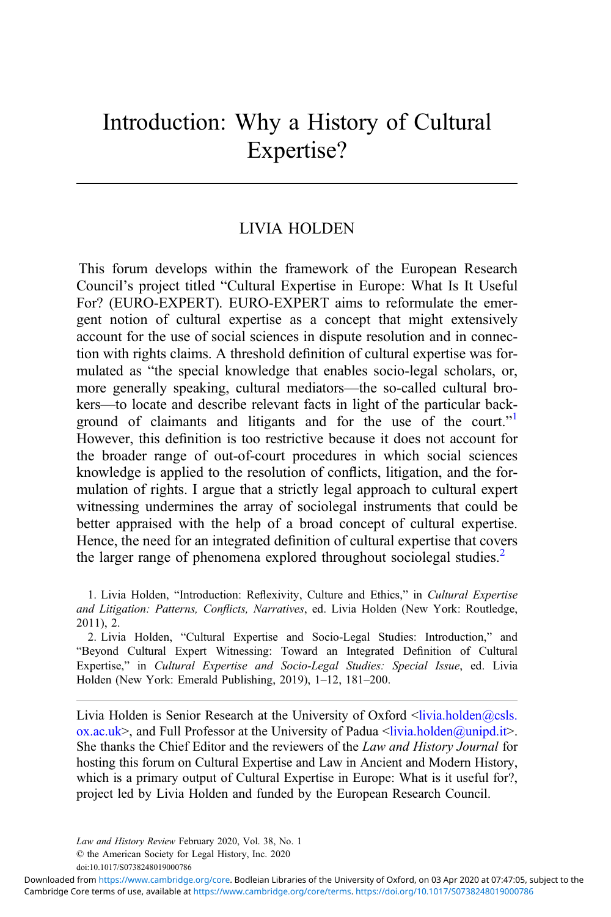# Introduction: Why a History of Cultural Expertise?

LIVIA HOLDEN

This forum develops within the framework of the European Research Council's project titled "Cultural Expertise in Europe: What Is It Useful For? (EURO-EXPERT). EURO-EXPERT aims to reformulate the emergent notion of cultural expertise as a concept that might extensively account for the use of social sciences in dispute resolution and in connection with rights claims. A threshold definition of cultural expertise was formulated as "the special knowledge that enables socio-legal scholars, or, more generally speaking, cultural mediators—the so-called cultural brokers—to locate and describe relevant facts in light of the particular background of claimants and litigants and for the use of the court."[1] However, this definition is too restrictive because it does not account for the broader range of out-of-court procedures in which social sciences knowledge is applied to the resolution of conflicts, litigation, and the formulation of rights. I argue that a strictly legal approach to cultural expert witnessing undermines the array of sociolegal instruments that could be better appraised with the help of a broad concept of cultural expertise. Hence, the need for an integrated definition of cultural expertise that covers the larger range of phenomena explored throughout sociolegal studies.[2]

1. Livia Holden, "Introduction: Reflexivity, Culture and Ethics," in *Cultural Expertise and Litigation: Patterns, Conflicts, Narratives*, ed. Livia Holden (New York: Routledge, 2011), 2.

2. Livia Holden, "Cultural Expertise and Socio-Legal Studies: Introduction," and "Beyond Cultural Expert Witnessing: Toward an Integrated Definition of Cultural Expertise," in *Cultural Expertise and Socio-Legal Studies: Special Issue*, ed. Livia Holden (New York: Emerald Publishing, 2019), 1–12, 181–200.

Livia Holden is Senior Research at the University of Oxford <livia.holden@csls.ox.ac.uk>, and Full Professor at the University of Padua <livia.holden@unipd.it>. She thanks the Chief Editor and the reviewers of the *Law and History Journal* for hosting this forum on Cultural Expertise and Law in Ancient and Modern History, which is a primary output of Cultural Expertise in Europe: What is it useful for?, project led by Livia Holden and funded by the European Research Council.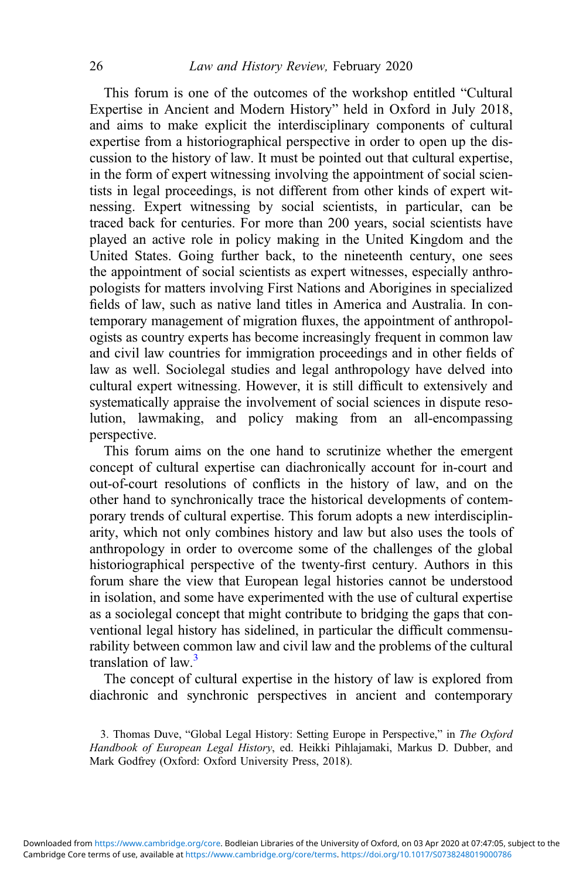This forum is one of the outcomes of the workshop entitled "Cultural Expertise in Ancient and Modern History" held in Oxford in July 2018, and aims to make explicit the interdisciplinary components of cultural expertise from a historiographical perspective in order to open up the discussion to the history of law. It must be pointed out that cultural expertise, in the form of expert witnessing involving the appointment of social scientists in legal proceedings, is not different from other kinds of expert witnessing. Expert witnessing by social scientists, in particular, can be traced back for centuries. For more than 200 years, social scientists have played an active role in policy making in the United Kingdom and the United States. Going further back, to the nineteenth century, one sees the appointment of social scientists as expert witnesses, especially anthropologists for matters involving First Nations and Aborigines in specialized fields of law, such as native land titles in America and Australia. In contemporary management of migration fluxes, the appointment of anthropologists as country experts has become increasingly frequent in common law and civil law countries for immigration proceedings and in other fields of law as well. Sociolegal studies and legal anthropology have delved into cultural expert witnessing. However, it is still difficult to extensively and systematically appraise the involvement of social sciences in dispute resolution, lawmaking, and policy making from an all-encompassing perspective.

This forum aims on the one hand to scrutinize whether the emergent concept of cultural expertise can diachronically account for in-court and out-of-court resolutions of conflicts in the history of law, and on the other hand to synchronically trace the historical developments of contemporary trends of cultural expertise. This forum adopts a new interdisciplinarity, which not only combines history and law but also uses the tools of anthropology in order to overcome some of the challenges of the global historiographical perspective of the twenty-first century. Authors in this forum share the view that European legal histories cannot be understood in isolation, and some have experimented with the use of cultural expertise as a sociolegal concept that might contribute to bridging the gaps that conventional legal history has sidelined, in particular the difficult commensurability between common law and civil law and the problems of the cultural translation of law.[3]

The concept of cultural expertise in the history of law is explored from diachronic and synchronic perspectives in ancient and contemporary

3. Thomas Duve, "Global Legal History: Setting Europe in Perspective," in *The Oxford Handbook of European Legal History*, ed. Heikki Pihlajamaki, Markus D. Dubber, and Mark Godfrey (Oxford: Oxford University Press, 2018).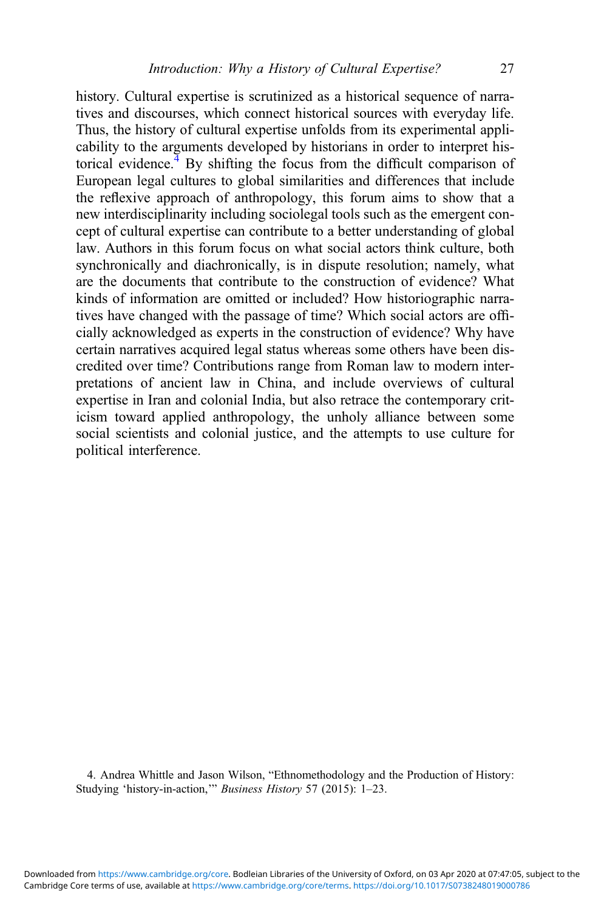history. Cultural expertise is scrutinized as a historical sequence of narratives and discourses, which connect historical sources with everyday life. Thus, the history of cultural expertise unfolds from its experimental applicability to the arguments developed by historians in order to interpret historical evidence.[4] By shifting the focus from the difficult comparison of European legal cultures to global similarities and differences that include the reflexive approach of anthropology, this forum aims to show that a new interdisciplinarity including sociolegal tools such as the emergent concept of cultural expertise can contribute to a better understanding of global law. Authors in this forum focus on what social actors think culture, both synchronically and diachronically, is in dispute resolution; namely, what are the documents that contribute to the construction of evidence? What kinds of information are omitted or included? How historiographic narratives have changed with the passage of time? Which social actors are officially acknowledged as experts in the construction of evidence? Why have certain narratives acquired legal status whereas some others have been discredited over time? Contributions range from Roman law to modern interpretations of ancient law in China, and include overviews of cultural expertise in Iran and colonial India, but also retrace the contemporary criticism toward applied anthropology, the unholy alliance between some social scientists and colonial justice, and the attempts to use culture for political interference.

4. Andrea Whittle and Jason Wilson, "Ethnomethodology and the Production of History: Studying 'history-in-action,'" *Business History* 57 (2015): 1–23.